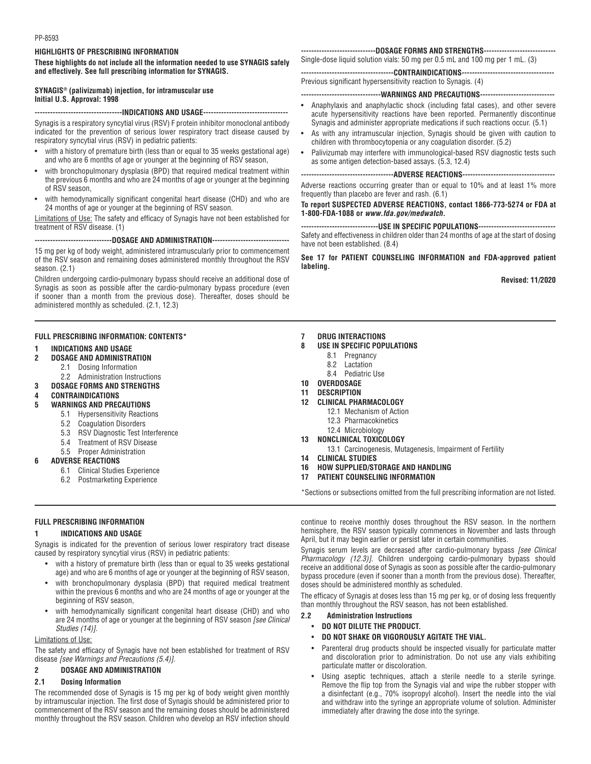PP-8593

**HIGHLIGHTS OF PRESCRIBING INFORMATION**

**These highlights do not include all the information needed to use SYNAGIS safely and effectively. See full prescribing information for SYNAGIS.**

**SYNAGIS® (palivizumab) injection, for intramuscular use**
**Initial U.S. Approval: 1998**

**----------------------------------INDICATIONS AND USAGE---------------------------------**

Synagis is a respiratory syncytial virus (RSV) F protein inhibitor monoclonal antibody indicated for the prevention of serious lower respiratory tract disease caused by respiratory syncytial virus (RSV) in pediatric patients:

- with a history of premature birth (less than or equal to 35 weeks gestational age) and who are 6 months of age or younger at the beginning of RSV season,
- with bronchopulmonary dysplasia (BPD) that required medical treatment within the previous 6 months and who are 24 months of age or younger at the beginning of RSV season,
- with hemodynamically significant congenital heart disease (CHD) and who are 24 months of age or younger at the beginning of RSV season.

Limitations of Use: The safety and efficacy of Synagis have not been established for treatment of RSV disease. (1)

**------------------------------DOSAGE AND ADMINISTRATION------------------------------**

15 mg per kg of body weight, administered intramuscularly prior to commencement of the RSV season and remaining doses administered monthly throughout the RSV season. (2.1)

Children undergoing cardio-pulmonary bypass should receive an additional dose of Synagis as soon as possible after the cardio-pulmonary bypass procedure (even if sooner than a month from the previous dose). Thereafter, doses should be administered monthly as scheduled. (2.1, 12.3)

**-----------------------------DOSAGE FORMS AND STRENGTHS----------------------------**

Single-dose liquid solution vials: 50 mg per 0.5 mL and 100 mg per 1 mL. (3)

**------------------------------------CONTRAINDICATIONS------------------------------------**

Previous significant hypersensitivity reaction to Synagis. (4)

**-------------------------------WARNINGS AND PRECAUTIONS-----------------------------**

- Anaphylaxis and anaphylactic shock (including fatal cases), and other severe acute hypersensitivity reactions have been reported. Permanently discontinue Synagis and administer appropriate medications if such reactions occur. (5.1)
- As with any intramuscular injection, Synagis should be given with caution to children with thrombocytopenia or any coagulation disorder. (5.2)
- Palivizumab may interfere with immunological-based RSV diagnostic tests such as some antigen detection-based assays. (5.3, 12.4)

**------------------------------------ADVERSE REACTIONS------------------------------------**

Adverse reactions occurring greater than or equal to 10% and at least 1% more frequently than placebo are fever and rash. (6.1)

**To report SUSPECTED ADVERSE REACTIONS, contact 1866-773-5274 or FDA at 1-800-FDA-1088 or *www.fda.gov/medwatch*.**

**------------------------------USE IN SPECIFIC POPULATIONS------------------------------**

Safety and effectiveness in children older than 24 months of age at the start of dosing have not been established. (8.4)

**See 17 for PATIENT COUNSELING INFORMATION and FDA-approved patient labeling.**

**Revised: 11/2020**

**FULL PRESCRIBING INFORMATION: CONTENTS\***

**1 INDICATIONS AND USAGE**
**2 DOSAGE AND ADMINISTRATION**
- 2.1 Dosing Information
- 2.2 Administration Instructions

**3 DOSAGE FORMS AND STRENGTHS**
**4 CONTRAINDICATIONS**
**5 WARNINGS AND PRECAUTIONS**
- 5.1 Hypersensitivity Reactions
- 5.2 Coagulation Disorders
- 5.3 RSV Diagnostic Test Interference
- 5.4 Treatment of RSV Disease
- 5.5 Proper Administration

**6 ADVERSE REACTIONS**
- 6.1 Clinical Studies Experience
- 6.2 Postmarketing Experience

**7 DRUG INTERACTIONS**
**8 USE IN SPECIFIC POPULATIONS**
- 8.1 Pregnancy
- 8.2 Lactation
- 8.4 Pediatric Use

**10 OVERDOSAGE**
**11 DESCRIPTION**
**12 CLINICAL PHARMACOLOGY**
- 12.1 Mechanism of Action
- 12.3 Pharmacokinetics
- 12.4 Microbiology

**13 NONCLINICAL TOXICOLOGY**
- 13.1 Carcinogenesis, Mutagenesis, Impairment of Fertility

**14 CLINICAL STUDIES**
**16 HOW SUPPLIED/STORAGE AND HANDLING**
**17 PATIENT COUNSELING INFORMATION**

\*Sections or subsections omitted from the full prescribing information are not listed.

**FULL PRESCRIBING INFORMATION**

## 1 INDICATIONS AND USAGE

Synagis is indicated for the prevention of serious lower respiratory tract disease caused by respiratory syncytial virus (RSV) in pediatric patients:

- with a history of premature birth (less than or equal to 35 weeks gestational age) and who are 6 months of age or younger at the beginning of RSV season,
- with bronchopulmonary dysplasia (BPD) that required medical treatment within the previous 6 months and who are 24 months of age or younger at the beginning of RSV season,
- with hemodynamically significant congenital heart disease (CHD) and who are 24 months of age or younger at the beginning of RSV season *[see Clinical Studies (14)]*.

Limitations of Use:

The safety and efficacy of Synagis have not been established for treatment of RSV disease *[see Warnings and Precautions (5.4)]*.

## 2 DOSAGE AND ADMINISTRATION

### 2.1 Dosing Information

The recommended dose of Synagis is 15 mg per kg of body weight given monthly by intramuscular injection. The first dose of Synagis should be administered prior to commencement of the RSV season and the remaining doses should be administered monthly throughout the RSV season. Children who develop an RSV infection should continue to receive monthly doses throughout the RSV season. In the northern hemisphere, the RSV season typically commences in November and lasts through April, but it may begin earlier or persist later in certain communities.

Synagis serum levels are decreased after cardio-pulmonary bypass *[see Clinical Pharmacology (12.3)]*. Children undergoing cardio-pulmonary bypass should receive an additional dose of Synagis as soon as possible after the cardio-pulmonary bypass procedure (even if sooner than a month from the previous dose). Thereafter, doses should be administered monthly as scheduled.

The efficacy of Synagis at doses less than 15 mg per kg, or of dosing less frequently than monthly throughout the RSV season, has not been established.

### 2.2 Administration Instructions

- **DO NOT DILUTE THE PRODUCT.**
- **DO NOT SHAKE OR VIGOROUSLY AGITATE THE VIAL.**
- Parenteral drug products should be inspected visually for particulate matter and discoloration prior to administration. Do not use any vials exhibiting particulate matter or discoloration.
- Using aseptic techniques, attach a sterile needle to a sterile syringe. Remove the flip top from the Synagis vial and wipe the rubber stopper with a disinfectant (e.g., 70% isopropyl alcohol). Insert the needle into the vial and withdraw into the syringe an appropriate volume of solution. Administer immediately after drawing the dose into the syringe.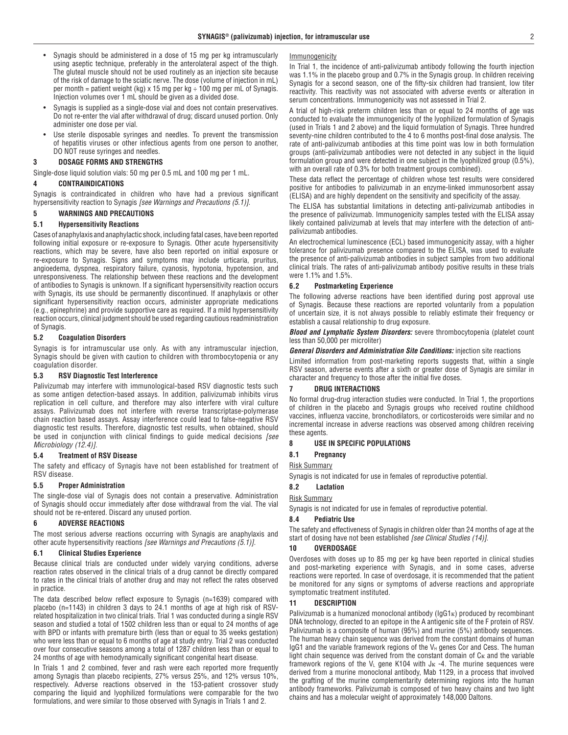- Synagis should be administered in a dose of 15 mg per kg intramuscularly using aseptic technique, preferably in the anterolateral aspect of the thigh. The gluteal muscle should not be used routinely as an injection site because of the risk of damage to the sciatic nerve. The dose (volume of injection in mL) per month = patient weight (kg) x 15 mg per kg ÷ 100 mg per mL of Synagis. Injection volumes over 1 mL should be given as a divided dose.
- Synagis is supplied as a single-dose vial and does not contain preservatives. Do not re-enter the vial after withdrawal of drug; discard unused portion. Only administer one dose per vial.
- Use sterile disposable syringes and needles. To prevent the transmission of hepatitis viruses or other infectious agents from one person to another, DO NOT reuse syringes and needles.

## 3 DOSAGE FORMS AND STRENGTHS

Single-dose liquid solution vials: 50 mg per 0.5 mL and 100 mg per 1 mL.

## 4 CONTRAINDICATIONS

Synagis is contraindicated in children who have had a previous significant hypersensitivity reaction to Synagis *[see Warnings and Precautions (5.1)]*.

## 5 WARNINGS AND PRECAUTIONS

### 5.1 Hypersensitivity Reactions

Cases of anaphylaxis and anaphylactic shock, including fatal cases, have been reported following initial exposure or re-exposure to Synagis. Other acute hypersensitivity reactions, which may be severe, have also been reported on initial exposure or re-exposure to Synagis. Signs and symptoms may include urticaria, pruritus, angioedema, dyspnea, respiratory failure, cyanosis, hypotonia, hypotension, and unresponsiveness. The relationship between these reactions and the development of antibodies to Synagis is unknown. If a significant hypersensitivity reaction occurs with Synagis, its use should be permanently discontinued. If anaphylaxis or other significant hypersensitivity reaction occurs, administer appropriate medications (e.g., epinephrine) and provide supportive care as required. If a mild hypersensitivity reaction occurs, clinical judgment should be used regarding cautious readministration of Synagis.

### 5.2 Coagulation Disorders

Synagis is for intramuscular use only. As with any intramuscular injection, Synagis should be given with caution to children with thrombocytopenia or any coagulation disorder.

### 5.3 RSV Diagnostic Test Interference

Palivizumab may interfere with immunological-based RSV diagnostic tests such as some antigen detection-based assays. In addition, palivizumab inhibits virus replication in cell culture, and therefore may also interfere with viral culture assays. Palivizumab does not interfere with reverse transcriptase-polymerase chain reaction based assays. Assay interference could lead to false-negative RSV diagnostic test results. Therefore, diagnostic test results, when obtained, should be used in conjunction with clinical findings to guide medical decisions *[see Microbiology (12.4)]*.

### 5.4 Treatment of RSV Disease

The safety and efficacy of Synagis have not been established for treatment of RSV disease.

### 5.5 Proper Administration

The single-dose vial of Synagis does not contain a preservative. Administration of Synagis should occur immediately after dose withdrawal from the vial. The vial should not be re-entered. Discard any unused portion.

## 6 ADVERSE REACTIONS

The most serious adverse reactions occurring with Synagis are anaphylaxis and other acute hypersensitivity reactions *[see Warnings and Precautions (5.1)]*.

### 6.1 Clinical Studies Experience

Because clinical trials are conducted under widely varying conditions, adverse reaction rates observed in the clinical trials of a drug cannot be directly compared to rates in the clinical trials of another drug and may not reflect the rates observed in practice.

The data described below reflect exposure to Synagis (n=1639) compared with placebo (n=1143) in children 3 days to 24.1 months of age at high risk of RSV-related hospitalization in two clinical trials. Trial 1 was conducted during a single RSV season and studied a total of 1502 children less than or equal to 24 months of age with BPD or infants with premature birth (less than or equal to 35 weeks gestation) who were less than or equal to 6 months of age at study entry. Trial 2 was conducted over four consecutive seasons among a total of 1287 children less than or equal to 24 months of age with hemodynamically significant congenital heart disease.

In Trials 1 and 2 combined, fever and rash were each reported more frequently among Synagis than placebo recipients, 27% versus 25%, and 12% versus 10%, respectively. Adverse reactions observed in the 153-patient crossover study comparing the liquid and lyophilized formulations were comparable for the two formulations, and were similar to those observed with Synagis in Trials 1 and 2.

Immunogenicity

In Trial 1, the incidence of anti-palivizumab antibody following the fourth injection was 1.1% in the placebo group and 0.7% in the Synagis group. In children receiving Synagis for a second season, one of the fifty-six children had transient, low titer reactivity. This reactivity was not associated with adverse events or alteration in serum concentrations. Immunogenicity was not assessed in Trial 2.

A trial of high-risk preterm children less than or equal to 24 months of age was conducted to evaluate the immunogenicity of the lyophilized formulation of Synagis (used in Trials 1 and 2 above) and the liquid formulation of Synagis. Three hundred seventy-nine children contributed to the 4 to 6 months post-final dose analysis. The rate of anti-palivizumab antibodies at this time point was low in both formulation groups (anti-palivizumab antibodies were not detected in any subject in the liquid formulation group and were detected in one subject in the lyophilized group (0.5%), with an overall rate of 0.3% for both treatment groups combined).

These data reflect the percentage of children whose test results were considered positive for antibodies to palivizumab in an enzyme-linked immunosorbent assay (ELISA) and are highly dependent on the sensitivity and specificity of the assay.

The ELISA has substantial limitations in detecting anti-palivizumab antibodies in the presence of palivizumab. Immunogenicity samples tested with the ELISA assay likely contained palivizumab at levels that may interfere with the detection of anti-palivizumab antibodies.

An electrochemical luminescence (ECL) based immunogenicity assay, with a higher tolerance for palivizumab presence compared to the ELISA, was used to evaluate the presence of anti-palivizumab antibodies in subject samples from two additional clinical trials. The rates of anti-palivizumab antibody positive results in these trials were 1.1% and 1.5%.

### 6.2 Postmarketing Experience

The following adverse reactions have been identified during post approval use of Synagis. Because these reactions are reported voluntarily from a population of uncertain size, it is not always possible to reliably estimate their frequency or establish a causal relationship to drug exposure.

***Blood and Lymphatic System Disorders:*** severe thrombocytopenia (platelet count less than 50,000 per microliter)

***General Disorders and Administration Site Conditions:*** injection site reactions

Limited information from post-marketing reports suggests that, within a single RSV season, adverse events after a sixth or greater dose of Synagis are similar in character and frequency to those after the initial five doses.

## 7 DRUG INTERACTIONS

No formal drug-drug interaction studies were conducted. In Trial 1, the proportions of children in the placebo and Synagis groups who received routine childhood vaccines, influenza vaccine, bronchodilators, or corticosteroids were similar and no incremental increase in adverse reactions was observed among children receiving these agents.

## 8 USE IN SPECIFIC POPULATIONS

### 8.1 Pregnancy

Risk Summary

Synagis is not indicated for use in females of reproductive potential.

### 8.2 Lactation

Risk Summary

Synagis is not indicated for use in females of reproductive potential.

### 8.4 Pediatric Use

The safety and effectiveness of Synagis in children older than 24 months of age at the start of dosing have not been established *[see Clinical Studies (14)]*.

## 10 OVERDOSAGE

Overdoses with doses up to 85 mg per kg have been reported in clinical studies and post-marketing experience with Synagis, and in some cases, adverse reactions were reported. In case of overdosage, it is recommended that the patient be monitored for any signs or symptoms of adverse reactions and appropriate symptomatic treatment instituted.

## 11 DESCRIPTION

Palivizumab is a humanized monoclonal antibody ($IgG1_{\kappa}$) produced by recombinant DNA technology, directed to an epitope in the A antigenic site of the F protein of RSV. Palivizumab is a composite of human (95%) and murine (5%) antibody sequences. The human heavy chain sequence was derived from the constant domains of human IgG1 and the variable framework regions of the $V_H$ genes Cor and Cess. The human light chain sequence was derived from the constant domain of $C_{\kappa}$ and the variable framework regions of the $V_L$ gene K104 with $J_{\kappa}$ -4. The murine sequences were derived from a murine monoclonal antibody, Mab 1129, in a process that involved the grafting of the murine complementarity determining regions into the human antibody frameworks. Palivizumab is composed of two heavy chains and two light chains and has a molecular weight of approximately 148,000 Daltons.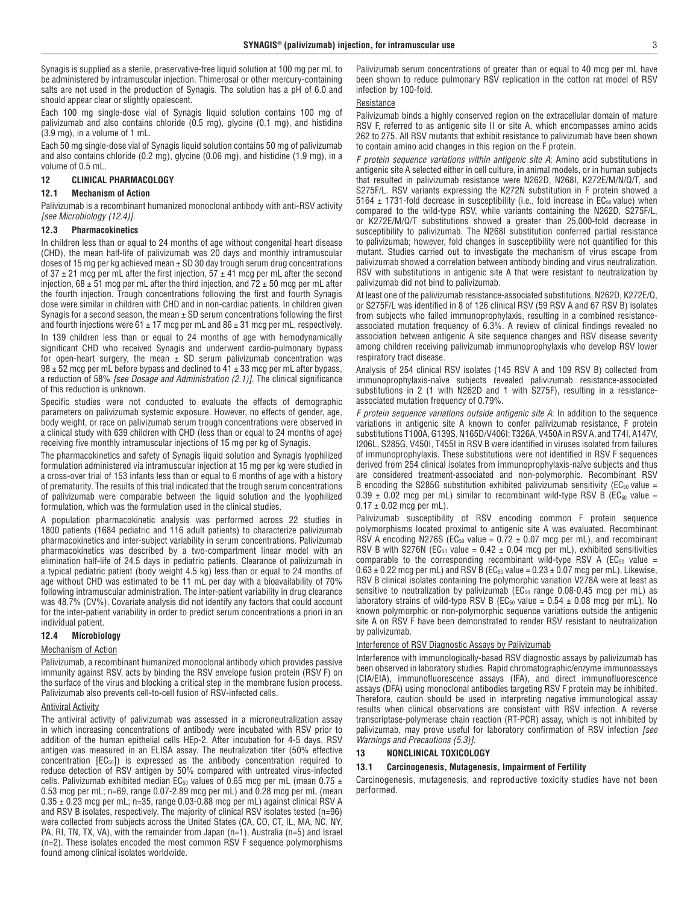Synagis is supplied as a sterile, preservative-free liquid solution at 100 mg per mL to be administered by intramuscular injection. Thimerosal or other mercury-containing salts are not used in the production of Synagis. The solution has a pH of 6.0 and should appear clear or slightly opalescent.

Each 100 mg single-dose vial of Synagis liquid solution contains 100 mg of palivizumab and also contains chloride (0.5 mg), glycine (0.1 mg), and histidine (3.9 mg), in a volume of 1 mL.

Each 50 mg single-dose vial of Synagis liquid solution contains 50 mg of palivizumab and also contains chloride (0.2 mg), glycine (0.06 mg), and histidine (1.9 mg), in a volume of 0.5 mL.

## 12 CLINICAL PHARMACOLOGY

### 12.1 Mechanism of Action

Palivizumab is a recombinant humanized monoclonal antibody with anti-RSV activity *[see Microbiology (12.4)]*.

### 12.3 Pharmacokinetics

In children less than or equal to 24 months of age without congenital heart disease (CHD), the mean half-life of palivizumab was 20 days and monthly intramuscular doses of 15 mg per kg achieved mean ± SD 30 day trough serum drug concentrations of 37 ± 21 mcg per mL after the first injection, 57 ± 41 mcg per mL after the second injection, 68 ± 51 mcg per mL after the third injection, and 72 ± 50 mcg per mL after the fourth injection. Trough concentrations following the first and fourth Synagis dose were similar in children with CHD and in non-cardiac patients. In children given Synagis for a second season, the mean ± SD serum concentrations following the first and fourth injections were 61 ± 17 mcg per mL and 86 ± 31 mcg per mL, respectively.

In 139 children less than or equal to 24 months of age with hemodynamically significant CHD who received Synagis and underwent cardio-pulmonary bypass for open-heart surgery, the mean ± SD serum palivizumab concentration was 98 ± 52 mcg per mL before bypass and declined to 41 ± 33 mcg per mL after bypass, a reduction of 58% *[see Dosage and Administration (2.1)]*. The clinical significance of this reduction is unknown.

Specific studies were not conducted to evaluate the effects of demographic parameters on palivizumab systemic exposure. However, no effects of gender, age, body weight, or race on palivizumab serum trough concentrations were observed in a clinical study with 639 children with CHD (less than or equal to 24 months of age) receiving five monthly intramuscular injections of 15 mg per kg of Synagis.

The pharmacokinetics and safety of Synagis liquid solution and Synagis lyophilized formulation administered via intramuscular injection at 15 mg per kg were studied in a cross-over trial of 153 infants less than or equal to 6 months of age with a history of prematurity. The results of this trial indicated that the trough serum concentrations of palivizumab were comparable between the liquid solution and the lyophilized formulation, which was the formulation used in the clinical studies.

A population pharmacokinetic analysis was performed across 22 studies in 1800 patients (1684 pediatric and 116 adult patients) to characterize palivizumab pharmacokinetics and inter-subject variability in serum concentrations. Palivizumab pharmacokinetics was described by a two-compartment linear model with an elimination half-life of 24.5 days in pediatric patients. Clearance of palivizumab in a typical pediatric patient (body weight 4.5 kg) less than or equal to 24 months of age without CHD was estimated to be 11 mL per day with a bioavailability of 70% following intramuscular administration. The inter-patient variability in drug clearance was 48.7% (CV%). Covariate analysis did not identify any factors that could account for the inter-patient variability in order to predict serum concentrations a priori in an individual patient.

### 12.4 Microbiology

Mechanism of Action

Palivizumab, a recombinant humanized monoclonal antibody which provides passive immunity against RSV, acts by binding the RSV envelope fusion protein (RSV F) on the surface of the virus and blocking a critical step in the membrane fusion process. Palivizumab also prevents cell-to-cell fusion of RSV-infected cells.

Antiviral Activity

The antiviral activity of palivizumab was assessed in a microneutralization assay in which increasing concentrations of antibody were incubated with RSV prior to addition of the human epithelial cells HEp-2. After incubation for 4-5 days, RSV antigen was measured in an ELISA assay. The neutralization titer (50% effective concentration [$EC_{50}$]) is expressed as the antibody concentration required to reduce detection of RSV antigen by 50% compared with untreated virus-infected cells. Palivizumab exhibited median $EC_{50}$ values of 0.65 mcg per mL (mean 0.75 ± 0.53 mcg per mL; n=69, range 0.07-2.89 mcg per mL) and 0.28 mcg per mL (mean 0.35 ± 0.23 mcg per mL; n=35, range 0.03-0.88 mcg per mL) against clinical RSV A and RSV B isolates, respectively. The majority of clinical RSV isolates tested (n=96) were collected from subjects across the United States (CA, CO, CT, IL, MA, NC, NY, PA, RI, TN, TX, VA), with the remainder from Japan (n=1), Australia (n=5) and Israel (n=2). These isolates encoded the most common RSV F sequence polymorphisms found among clinical isolates worldwide.

Palivizumab serum concentrations of greater than or equal to 40 mcg per mL have been shown to reduce pulmonary RSV replication in the cotton rat model of RSV infection by 100-fold.

Resistance

Palivizumab binds a highly conserved region on the extracellular domain of mature RSV F, referred to as antigenic site II or site A, which encompasses amino acids 262 to 275. All RSV mutants that exhibit resistance to palivizumab have been shown to contain amino acid changes in this region on the F protein.

*F protein sequence variations within antigenic site A*: Amino acid substitutions in antigenic site A selected either in cell culture, in animal models, or in human subjects that resulted in palivizumab resistance were N262D, N268I, K272E/M/N/Q/T, and S275F/L. RSV variants expressing the K272N substitution in F protein showed a 5164 ± 1731-fold decrease in susceptibility (i.e., fold increase in $EC_{50}$ value) when compared to the wild-type RSV, while variants containing the N262D, S275F/L, or K272E/M/Q/T substitutions showed a greater than 25,000-fold decrease in susceptibility to palivizumab. The N268I substitution conferred partial resistance to palivizumab; however, fold changes in susceptibility were not quantified for this mutant. Studies carried out to investigate the mechanism of virus escape from palivizumab showed a correlation between antibody binding and virus neutralization. RSV with substitutions in antigenic site A that were resistant to neutralization by palivizumab did not bind to palivizumab.

At least one of the palivizumab resistance-associated substitutions, N262D, K272E/Q, or S275F/L was identified in 8 of 126 clinical RSV (59 RSV A and 67 RSV B) isolates from subjects who failed immunoprophylaxis, resulting in a combined resistance-associated mutation frequency of 6.3%. A review of clinical findings revealed no association between antigenic A site sequence changes and RSV disease severity among children receiving palivizumab immunoprophylaxis who develop RSV lower respiratory tract disease.

Analysis of 254 clinical RSV isolates (145 RSV A and 109 RSV B) collected from immunoprophylaxis-naïve subjects revealed palivizumab resistance-associated substitutions in 2 (1 with N262D and 1 with S275F), resulting in a resistance-associated mutation frequency of 0.79%.

*F protein sequence variations outside antigenic site A*: In addition to the sequence variations in antigenic site A known to confer palivizumab resistance, F protein substitutions T100A, G139S, N165D/V406I; T326A, V450A in RSV A, and T74I, A147V, I206L, S285G, V450I, T455I in RSV B were identified in viruses isolated from failures of immunoprophylaxis. These substitutions were not identified in RSV F sequences derived from 254 clinical isolates from immunoprophylaxis-naïve subjects and thus are considered treatment-associated and non-polymorphic. Recombinant RSV B encoding the S285G substitution exhibited palivizumab sensitivity ($EC_{50}$ value = 0.39 ± 0.02 mcg per mL) similar to recombinant wild-type RSV B ($EC_{50}$ value = 0.17 ± 0.02 mcg per mL).

Palivizumab susceptibility of RSV encoding common F protein sequence polymorphisms located proximal to antigenic site A was evaluated. Recombinant RSV A encoding N276S ($EC_{50}$ value = 0.72 ± 0.07 mcg per mL), and recombinant RSV B with S276N ($EC_{50}$ value = 0.42 ± 0.04 mcg per mL), exhibited sensitivities comparable to the corresponding recombinant wild-type RSV A ($EC_{50}$ value = 0.63 ± 0.22 mcg per mL) and RSV B ($EC_{50}$ value = 0.23 ± 0.07 mcg per mL). Likewise, RSV B clinical isolates containing the polymorphic variation V278A were at least as sensitive to neutralization by palivizumab ($EC_{50}$ range 0.08-0.45 mcg per mL) as laboratory strains of wild-type RSV B ($EC_{50}$ value = 0.54 ± 0.08 mcg per mL). No known polymorphic or non-polymorphic sequence variations outside the antigenic site A on RSV F have been demonstrated to render RSV resistant to neutralization by palivizumab.

Interference of RSV Diagnostic Assays by Palivizumab

Interference with immunologically-based RSV diagnostic assays by palivizumab has been observed in laboratory studies. Rapid chromatographic/enzyme immunoassays (CIA/EIA), immunofluorescence assays (IFA), and direct immunofluorescence assays (DFA) using monoclonal antibodies targeting RSV F protein may be inhibited. Therefore, caution should be used in interpreting negative immunological assay results when clinical observations are consistent with RSV infection. A reverse transcriptase-polymerase chain reaction (RT-PCR) assay, which is not inhibited by palivizumab, may prove useful for laboratory confirmation of RSV infection *[see Warnings and Precautions (5.3)]*.

## 13 NONCLINICAL TOXICOLOGY

### 13.1 Carcinogenesis, Mutagenesis, Impairment of Fertility

Carcinogenesis, mutagenesis, and reproductive toxicity studies have not been performed.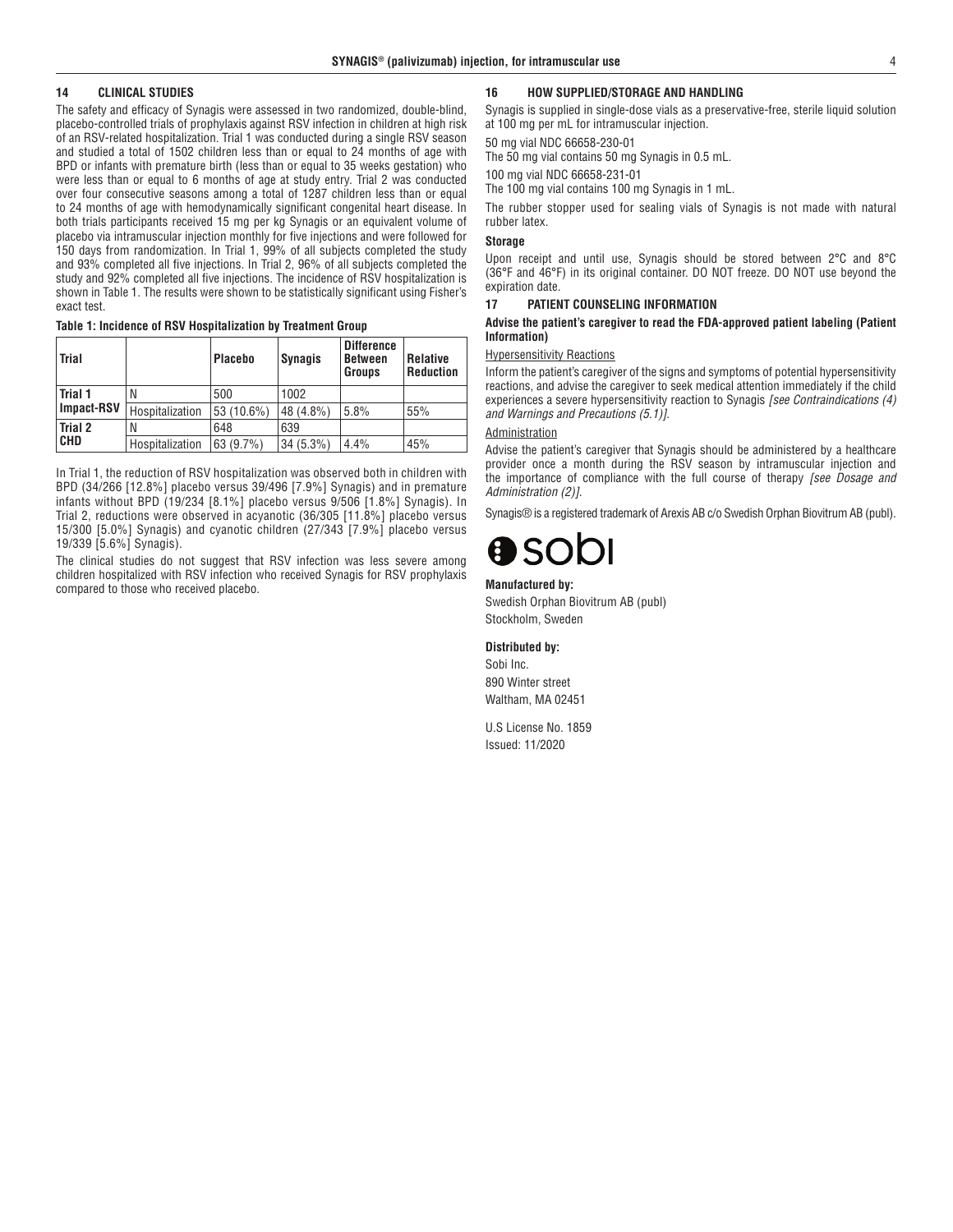## 14 CLINICAL STUDIES

The safety and efficacy of Synagis were assessed in two randomized, double-blind, placebo-controlled trials of prophylaxis against RSV infection in children at high risk of an RSV-related hospitalization. Trial 1 was conducted during a single RSV season and studied a total of 1502 children less than or equal to 24 months of age with BPD or infants with premature birth (less than or equal to 35 weeks gestation) who were less than or equal to 6 months of age at study entry. Trial 2 was conducted over four consecutive seasons among a total of 1287 children less than or equal to 24 months of age with hemodynamically significant congenital heart disease. In both trials participants received 15 mg per kg Synagis or an equivalent volume of placebo via intramuscular injection monthly for five injections and were followed for 150 days from randomization. In Trial 1, 99% of all subjects completed the study and 93% completed all five injections. In Trial 2, 96% of all subjects completed the study and 92% completed all five injections. The incidence of RSV hospitalization is shown in Table 1. The results were shown to be statistically significant using Fisher's exact test.

**Table 1: Incidence of RSV Hospitalization by Treatment Group**

| Trial | | Placebo | Synagis | Difference Between Groups | Relative Reduction |
|---|---|---|---|---|---|
| Trial 1 Impact-RSV | N | 500 | 1002 | | |
| | Hospitalization | 53 (10.6%) | 48 (4.8%) | 5.8% | 55% |
| Trial 2 CHD | N | 648 | 639 | | |
| | Hospitalization | 63 (9.7%) | 34 (5.3%) | 4.4% | 45% |

In Trial 1, the reduction of RSV hospitalization was observed both in children with BPD (34/266 [12.8%] placebo versus 39/496 [7.9%] Synagis) and in premature infants without BPD (19/234 [8.1%] placebo versus 9/506 [1.8%] Synagis). In Trial 2, reductions were observed in acyanotic (36/305 [11.8%] placebo versus 15/300 [5.0%] Synagis) and cyanotic children (27/343 [7.9%] placebo versus 19/339 [5.6%] Synagis).

The clinical studies do not suggest that RSV infection was less severe among children hospitalized with RSV infection who received Synagis for RSV prophylaxis compared to those who received placebo.

## 16 HOW SUPPLIED/STORAGE AND HANDLING

Synagis is supplied in single-dose vials as a preservative-free, sterile liquid solution at 100 mg per mL for intramuscular injection.

50 mg vial NDC 66658-230-01
The 50 mg vial contains 50 mg Synagis in 0.5 mL.

100 mg vial NDC 66658-231-01
The 100 mg vial contains 100 mg Synagis in 1 mL.

The rubber stopper used for sealing vials of Synagis is not made with natural rubber latex.

**Storage**

Upon receipt and until use, Synagis should be stored between 2°C and 8°C (36°F and 46°F) in its original container. DO NOT freeze. DO NOT use beyond the expiration date.

## 17 PATIENT COUNSELING INFORMATION

**Advise the patient's caregiver to read the FDA-approved patient labeling (Patient Information)**

Hypersensitivity Reactions

Inform the patient's caregiver of the signs and symptoms of potential hypersensitivity reactions, and advise the caregiver to seek medical attention immediately if the child experiences a severe hypersensitivity reaction to Synagis *[see Contraindications (4) and Warnings and Precautions (5.1)]*.

Administration

Advise the patient's caregiver that Synagis should be administered by a healthcare provider once a month during the RSV season by intramuscular injection and the importance of compliance with the full course of therapy *[see Dosage and Administration (2)]*.

Synagis® is a registered trademark of Arexis AB c/o Swedish Orphan Biovitrum AB (publ).

sobi

**Manufactured by:**
Swedish Orphan Biovitrum AB (publ)
Stockholm, Sweden

**Distributed by:**
Sobi Inc.
890 Winter street
Waltham, MA 02451

U.S License No. 1859
Issued: 11/2020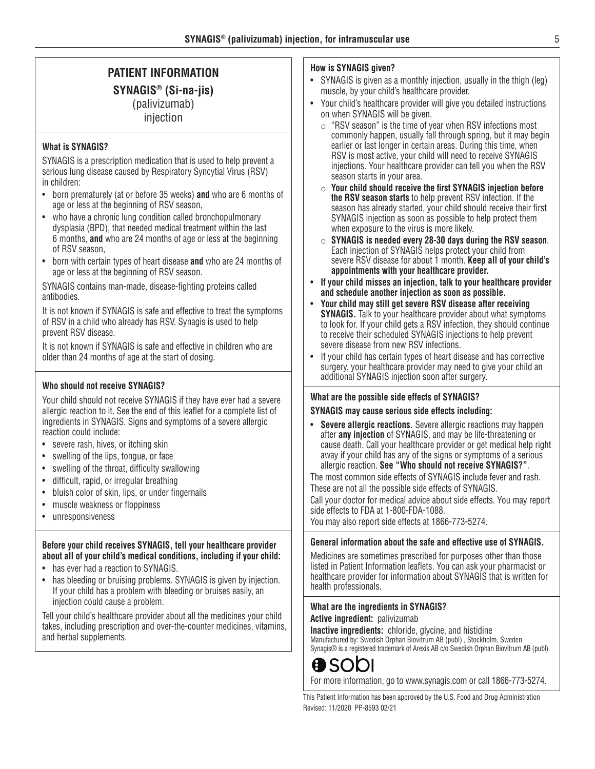# PATIENT INFORMATION

**SYNAGIS® (Si-na-jis)**

(palivizumab)

injection

### What is SYNAGIS?

SYNAGIS is a prescription medication that is used to help prevent a serious lung disease caused by Respiratory Syncytial Virus (RSV) in children:

- born prematurely (at or before 35 weeks) **and** who are 6 months of age or less at the beginning of RSV season,
- who have a chronic lung condition called bronchopulmonary dysplasia (BPD), that needed medical treatment within the last 6 months, **and** who are 24 months of age or less at the beginning of RSV season,
- born with certain types of heart disease **and** who are 24 months of age or less at the beginning of RSV season.

SYNAGIS contains man-made, disease-fighting proteins called antibodies.

It is not known if SYNAGIS is safe and effective to treat the symptoms of RSV in a child who already has RSV. Synagis is used to help prevent RSV disease.

It is not known if SYNAGIS is safe and effective in children who are older than 24 months of age at the start of dosing.

### Who should not receive SYNAGIS?

Your child should not receive SYNAGIS if they have ever had a severe allergic reaction to it. See the end of this leaflet for a complete list of ingredients in SYNAGIS. Signs and symptoms of a severe allergic reaction could include:

- severe rash, hives, or itching skin
- swelling of the lips, tongue, or face
- swelling of the throat, difficulty swallowing
- difficult, rapid, or irregular breathing
- bluish color of skin, lips, or under fingernails
- muscle weakness or floppiness
- unresponsiveness

### Before your child receives SYNAGIS, tell your healthcare provider about all of your child's medical conditions, including if your child:

- has ever had a reaction to SYNAGIS.
- has bleeding or bruising problems. SYNAGIS is given by injection. If your child has a problem with bleeding or bruises easily, an injection could cause a problem.

Tell your child's healthcare provider about all the medicines your child takes, including prescription and over-the-counter medicines, vitamins, and herbal supplements.

### How is SYNAGIS given?

- SYNAGIS is given as a monthly injection, usually in the thigh (leg) muscle, by your child's healthcare provider.
- Your child's healthcare provider will give you detailed instructions on when SYNAGIS will be given.
  - "RSV season" is the time of year when RSV infections most commonly happen, usually fall through spring, but it may begin earlier or last longer in certain areas. During this time, when RSV is most active, your child will need to receive SYNAGIS injections. Your healthcare provider can tell you when the RSV season starts in your area.
  - **Your child should receive the first SYNAGIS injection before the RSV season starts** to help prevent RSV infection. If the season has already started, your child should receive their first SYNAGIS injection as soon as possible to help protect them when exposure to the virus is more likely.
  - **SYNAGIS is needed every 28-30 days during the RSV season**. Each injection of SYNAGIS helps protect your child from severe RSV disease for about 1 month. **Keep all of your child's appointments with your healthcare provider.**
- **If your child misses an injection, talk to your healthcare provider and schedule another injection as soon as possible.**
- **Your child may still get severe RSV disease after receiving SYNAGIS.** Talk to your healthcare provider about what symptoms to look for. If your child gets a RSV infection, they should continue to receive their scheduled SYNAGIS injections to help prevent severe disease from new RSV infections.
- If your child has certain types of heart disease and has corrective surgery, your healthcare provider may need to give your child an additional SYNAGIS injection soon after surgery.

### What are the possible side effects of SYNAGIS?

**SYNAGIS may cause serious side effects including:**

- **Severe allergic reactions.** Severe allergic reactions may happen after **any injection** of SYNAGIS, and may be life-threatening or cause death. Call your healthcare provider or get medical help right away if your child has any of the signs or symptoms of a serious allergic reaction. **See "Who should not receive SYNAGIS?"**.

The most common side effects of SYNAGIS include fever and rash.

These are not all the possible side effects of SYNAGIS.

Call your doctor for medical advice about side effects. You may report side effects to FDA at 1-800-FDA-1088.

You may also report side effects at 1866-773-5274.

### General information about the safe and effective use of SYNAGIS.

Medicines are sometimes prescribed for purposes other than those listed in Patient Information leaflets. You can ask your pharmacist or healthcare provider for information about SYNAGIS that is written for health professionals.

### What are the ingredients in SYNAGIS?

**Active ingredient:** palivizumab

**Inactive ingredients:** chloride, glycine, and histidine

Manufactured by: Swedish Orphan Biovitrum AB (publ) , Stockholm, Sweden

Synagis® is a registered trademark of Arexis AB c/o Swedish Orphan Biovitrum AB (publ).

sobi

For more information, go to www.synagis.com or call 1866-773-5274.

This Patient Information has been approved by the U.S. Food and Drug Administration

Revised: 11/2020 PP-8593 02/21